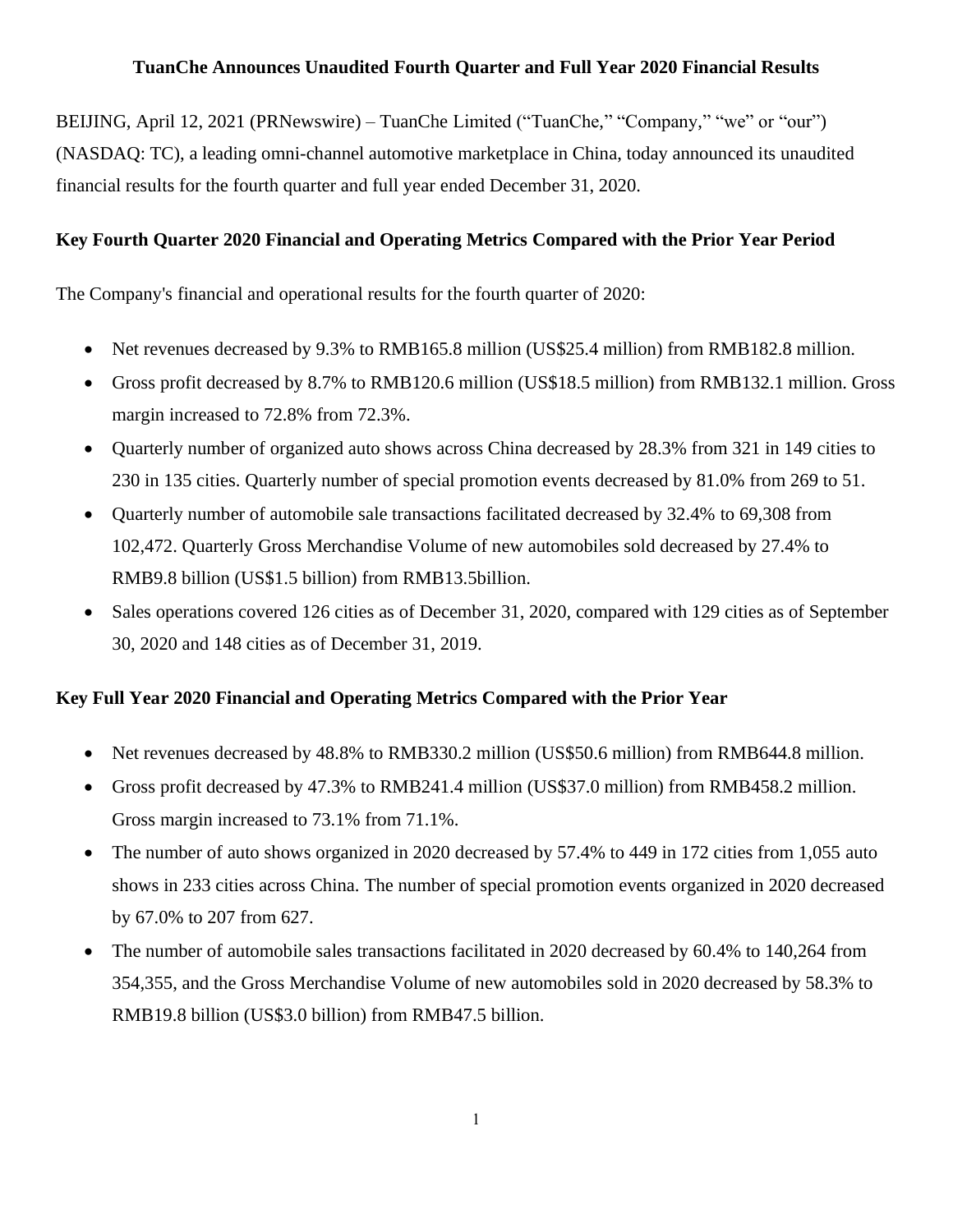**TuanChe Announces Unaudited Fourth Quarter and Full Year 2020 Financial Results**

BEIJING, April 12, 2021 (PRNewswire) – TuanChe Limited ("TuanChe," "Company," "we" or "our") (NASDAQ: TC), a leading omni-channel automotive marketplace in China, today announced its unaudited financial results for the fourth quarter and full year ended December 31, 2020.

**Key Fourth Quarter 2020 Financial and Operating Metrics Compared with the Prior Year Period**

The Company's financial and operational results for the fourth quarter of 2020:

- Net revenues decreased by 9.3% to RMB165.8 million (US$25.4 million) from RMB182.8 million.
- Gross profit decreased by 8.7% to RMB120.6 million (US$18.5 million) from RMB132.1 million. Gross margin increased to 72.8% from 72.3%.
- Quarterly number of organized auto shows across China decreased by 28.3% from 321 in 149 cities to 230 in 135 cities. Quarterly number of special promotion events decreased by 81.0% from 269 to 51.
- Quarterly number of automobile sale transactions facilitated decreased by 32.4% to 69,308 from 102,472. Quarterly Gross Merchandise Volume of new automobiles sold decreased by 27.4% to RMB9.8 billion (US$1.5 billion) from RMB13.5billion.
- Sales operations covered 126 cities as of December 31, 2020, compared with 129 cities as of September 30, 2020 and 148 cities as of December 31, 2019.

**Key Full Year 2020 Financial and Operating Metrics Compared with the Prior Year**

- Net revenues decreased by 48.8% to RMB330.2 million (US$50.6 million) from RMB644.8 million.
- Gross profit decreased by 47.3% to RMB241.4 million (US$37.0 million) from RMB458.2 million. Gross margin increased to 73.1% from 71.1%.
- The number of auto shows organized in 2020 decreased by 57.4% to 449 in 172 cities from 1,055 auto shows in 233 cities across China. The number of special promotion events organized in 2020 decreased by 67.0% to 207 from 627.
- The number of automobile sales transactions facilitated in 2020 decreased by 60.4% to 140,264 from 354,355, and the Gross Merchandise Volume of new automobiles sold in 2020 decreased by 58.3% to RMB19.8 billion (US$3.0 billion) from RMB47.5 billion.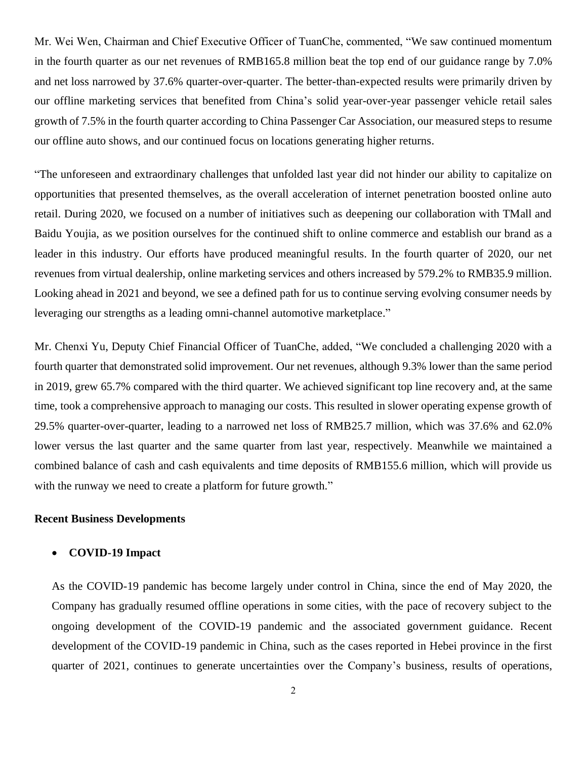Mr. Wei Wen, Chairman and Chief Executive Officer of TuanChe, commented, "We saw continued momentum in the fourth quarter as our net revenues of RMB165.8 million beat the top end of our guidance range by 7.0% and net loss narrowed by 37.6% quarter-over-quarter. The better-than-expected results were primarily driven by our offline marketing services that benefited from China's solid year-over-year passenger vehicle retail sales growth of 7.5% in the fourth quarter according to China Passenger Car Association, our measured steps to resume our offline auto shows, and our continued focus on locations generating higher returns.

"The unforeseen and extraordinary challenges that unfolded last year did not hinder our ability to capitalize on opportunities that presented themselves, as the overall acceleration of internet penetration boosted online auto retail. During 2020, we focused on a number of initiatives such as deepening our collaboration with TMall and Baidu Youjia, as we position ourselves for the continued shift to online commerce and establish our brand as a leader in this industry. Our efforts have produced meaningful results. In the fourth quarter of 2020, our net revenues from virtual dealership, online marketing services and others increased by 579.2% to RMB35.9 million. Looking ahead in 2021 and beyond, we see a defined path for us to continue serving evolving consumer needs by leveraging our strengths as a leading omni-channel automotive marketplace."

Mr. Chenxi Yu, Deputy Chief Financial Officer of TuanChe, added, "We concluded a challenging 2020 with a fourth quarter that demonstrated solid improvement. Our net revenues, although 9.3% lower than the same period in 2019, grew 65.7% compared with the third quarter. We achieved significant top line recovery and, at the same time, took a comprehensive approach to managing our costs. This resulted in slower operating expense growth of 29.5% quarter-over-quarter, leading to a narrowed net loss of RMB25.7 million, which was 37.6% and 62.0% lower versus the last quarter and the same quarter from last year, respectively. Meanwhile we maintained a combined balance of cash and cash equivalents and time deposits of RMB155.6 million, which will provide us with the runway we need to create a platform for future growth."

**Recent Business Developments**

- **COVID-19 Impact**

As the COVID-19 pandemic has become largely under control in China, since the end of May 2020, the Company has gradually resumed offline operations in some cities, with the pace of recovery subject to the ongoing development of the COVID-19 pandemic and the associated government guidance. Recent development of the COVID-19 pandemic in China, such as the cases reported in Hebei province in the first quarter of 2021, continues to generate uncertainties over the Company's business, results of operations,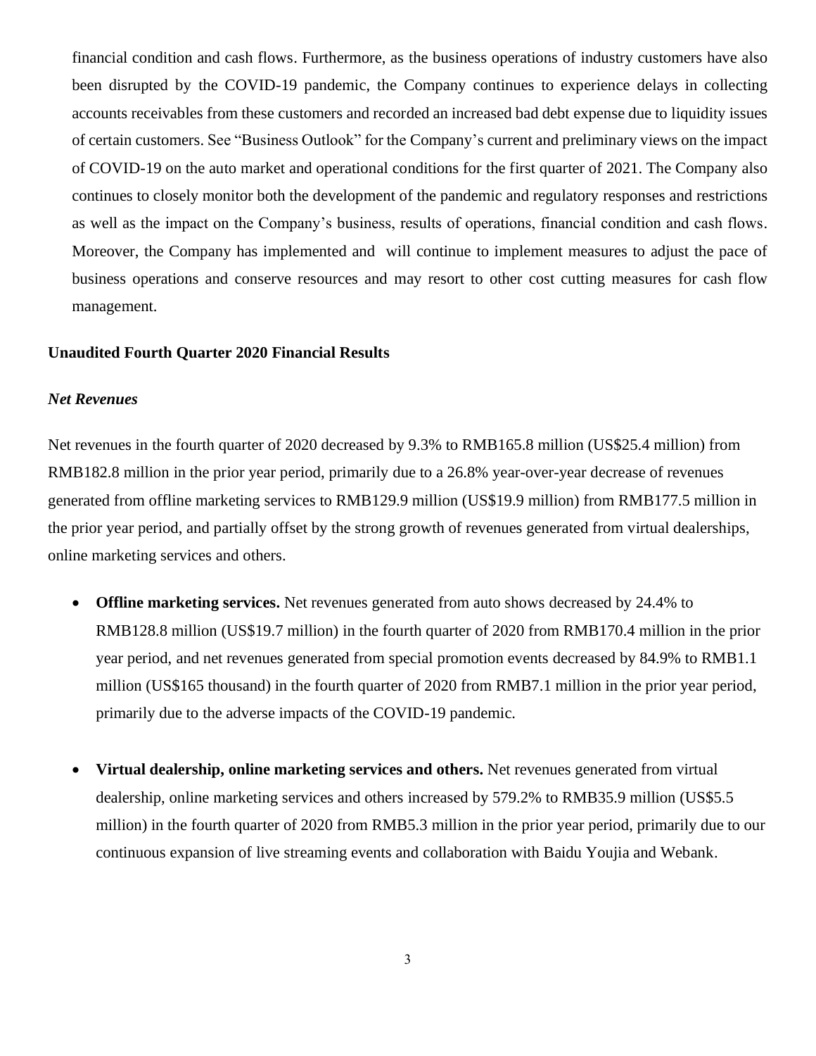financial condition and cash flows. Furthermore, as the business operations of industry customers have also been disrupted by the COVID-19 pandemic, the Company continues to experience delays in collecting accounts receivables from these customers and recorded an increased bad debt expense due to liquidity issues of certain customers. See "Business Outlook" for the Company's current and preliminary views on the impact of COVID-19 on the auto market and operational conditions for the first quarter of 2021. The Company also continues to closely monitor both the development of the pandemic and regulatory responses and restrictions as well as the impact on the Company's business, results of operations, financial condition and cash flows. Moreover, the Company has implemented and will continue to implement measures to adjust the pace of business operations and conserve resources and may resort to other cost cutting measures for cash flow management.

**Unaudited Fourth Quarter 2020 Financial Results**

***Net Revenues***

Net revenues in the fourth quarter of 2020 decreased by 9.3% to RMB165.8 million (US$25.4 million) from RMB182.8 million in the prior year period, primarily due to a 26.8% year-over-year decrease of revenues generated from offline marketing services to RMB129.9 million (US$19.9 million) from RMB177.5 million in the prior year period, and partially offset by the strong growth of revenues generated from virtual dealerships, online marketing services and others.

- **Offline marketing services.** Net revenues generated from auto shows decreased by 24.4% to RMB128.8 million (US$19.7 million) in the fourth quarter of 2020 from RMB170.4 million in the prior year period, and net revenues generated from special promotion events decreased by 84.9% to RMB1.1 million (US$165 thousand) in the fourth quarter of 2020 from RMB7.1 million in the prior year period, primarily due to the adverse impacts of the COVID-19 pandemic.

- **Virtual dealership, online marketing services and others.** Net revenues generated from virtual dealership, online marketing services and others increased by 579.2% to RMB35.9 million (US$5.5 million) in the fourth quarter of 2020 from RMB5.3 million in the prior year period, primarily due to our continuous expansion of live streaming events and collaboration with Baidu Youjia and Webank.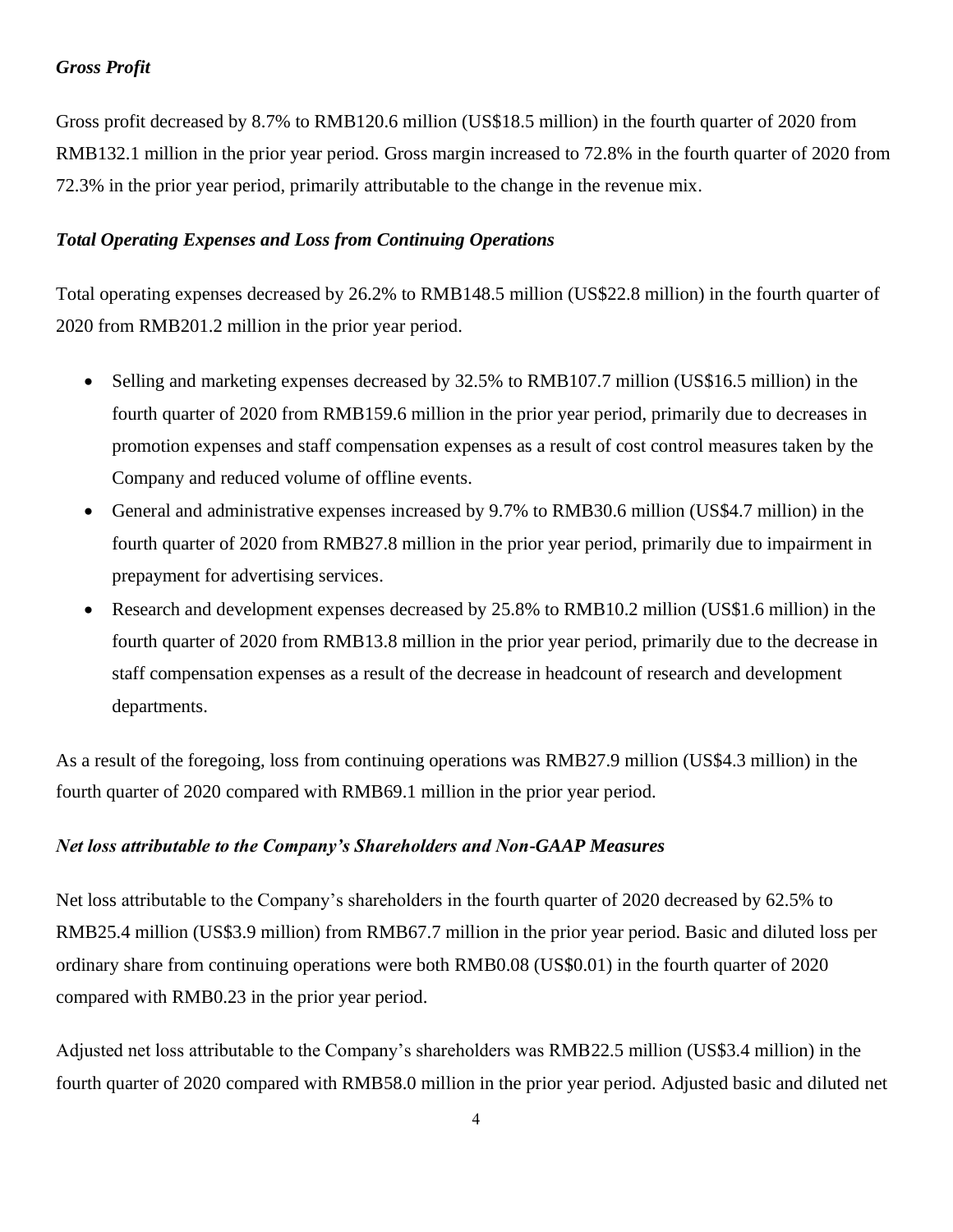### *Gross Profit*

Gross profit decreased by 8.7% to RMB120.6 million (US$18.5 million) in the fourth quarter of 2020 from RMB132.1 million in the prior year period. Gross margin increased to 72.8% in the fourth quarter of 2020 from 72.3% in the prior year period, primarily attributable to the change in the revenue mix.

### *Total Operating Expenses and Loss from Continuing Operations*

Total operating expenses decreased by 26.2% to RMB148.5 million (US$22.8 million) in the fourth quarter of 2020 from RMB201.2 million in the prior year period.

- Selling and marketing expenses decreased by 32.5% to RMB107.7 million (US$16.5 million) in the fourth quarter of 2020 from RMB159.6 million in the prior year period, primarily due to decreases in promotion expenses and staff compensation expenses as a result of cost control measures taken by the Company and reduced volume of offline events.
- General and administrative expenses increased by 9.7% to RMB30.6 million (US$4.7 million) in the fourth quarter of 2020 from RMB27.8 million in the prior year period, primarily due to impairment in prepayment for advertising services.
- Research and development expenses decreased by 25.8% to RMB10.2 million (US$1.6 million) in the fourth quarter of 2020 from RMB13.8 million in the prior year period, primarily due to the decrease in staff compensation expenses as a result of the decrease in headcount of research and development departments.

As a result of the foregoing, loss from continuing operations was RMB27.9 million (US$4.3 million) in the fourth quarter of 2020 compared with RMB69.1 million in the prior year period.

### *Net loss attributable to the Company's Shareholders and Non-GAAP Measures*

Net loss attributable to the Company's shareholders in the fourth quarter of 2020 decreased by 62.5% to RMB25.4 million (US$3.9 million) from RMB67.7 million in the prior year period. Basic and diluted loss per ordinary share from continuing operations were both RMB0.08 (US$0.01) in the fourth quarter of 2020 compared with RMB0.23 in the prior year period.

Adjusted net loss attributable to the Company's shareholders was RMB22.5 million (US$3.4 million) in the fourth quarter of 2020 compared with RMB58.0 million in the prior year period. Adjusted basic and diluted net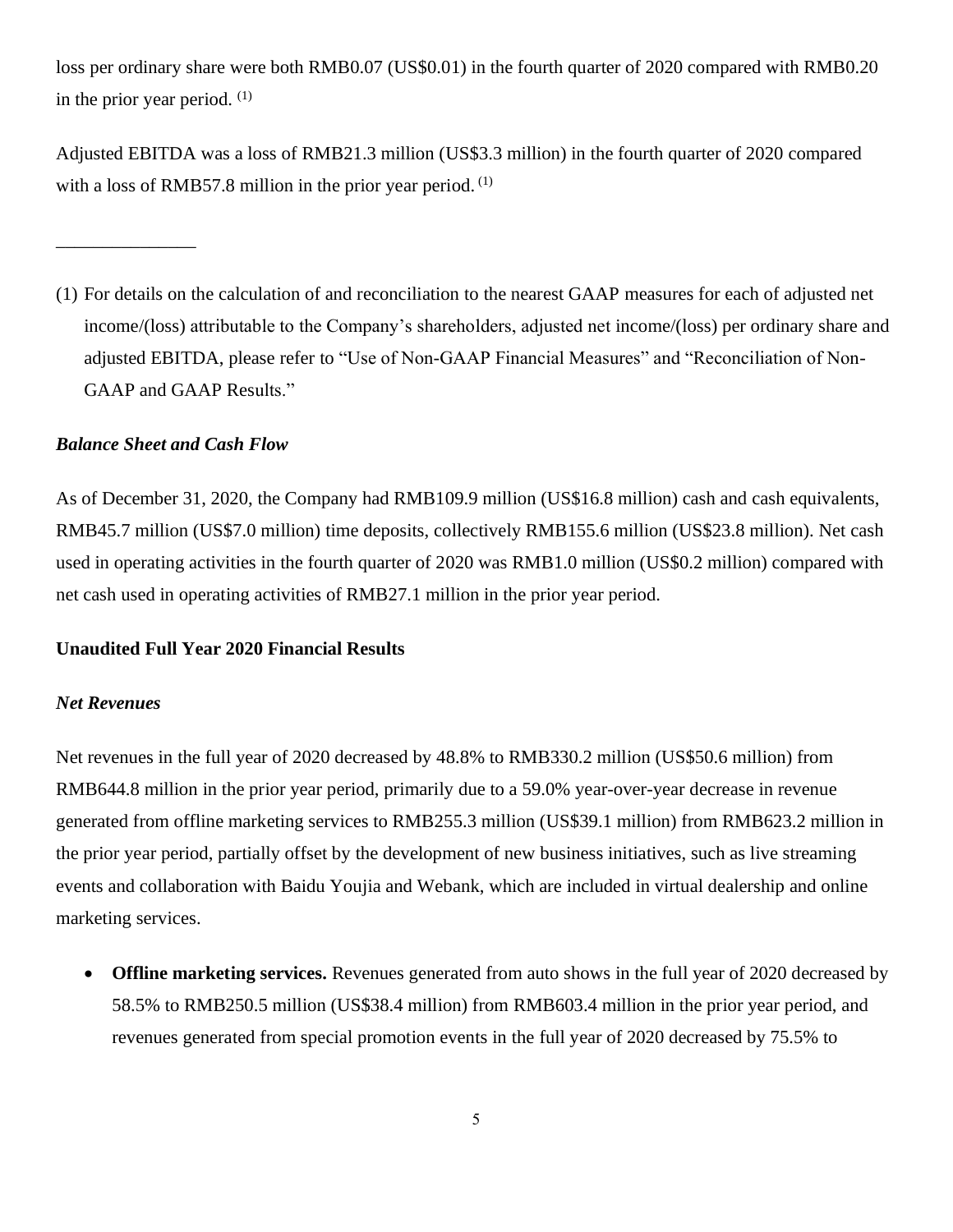loss per ordinary share were both RMB0.07 (US$0.01) in the fourth quarter of 2020 compared with RMB0.20 in the prior year period. (1)

Adjusted EBITDA was a loss of RMB21.3 million (US$3.3 million) in the fourth quarter of 2020 compared with a loss of RMB57.8 million in the prior year period. (1)

______________

(1) For details on the calculation of and reconciliation to the nearest GAAP measures for each of adjusted net income/(loss) attributable to the Company's shareholders, adjusted net income/(loss) per ordinary share and adjusted EBITDA, please refer to "Use of Non-GAAP Financial Measures" and "Reconciliation of Non-GAAP and GAAP Results."

***Balance Sheet and Cash Flow***

As of December 31, 2020, the Company had RMB109.9 million (US$16.8 million) cash and cash equivalents, RMB45.7 million (US$7.0 million) time deposits, collectively RMB155.6 million (US$23.8 million). Net cash used in operating activities in the fourth quarter of 2020 was RMB1.0 million (US$0.2 million) compared with net cash used in operating activities of RMB27.1 million in the prior year period.

**Unaudited Full Year 2020 Financial Results**

***Net Revenues***

Net revenues in the full year of 2020 decreased by 48.8% to RMB330.2 million (US$50.6 million) from RMB644.8 million in the prior year period, primarily due to a 59.0% year-over-year decrease in revenue generated from offline marketing services to RMB255.3 million (US$39.1 million) from RMB623.2 million in the prior year period, partially offset by the development of new business initiatives, such as live streaming events and collaboration with Baidu Youjia and Webank, which are included in virtual dealership and online marketing services.

- **Offline marketing services.** Revenues generated from auto shows in the full year of 2020 decreased by 58.5% to RMB250.5 million (US$38.4 million) from RMB603.4 million in the prior year period, and revenues generated from special promotion events in the full year of 2020 decreased by 75.5% to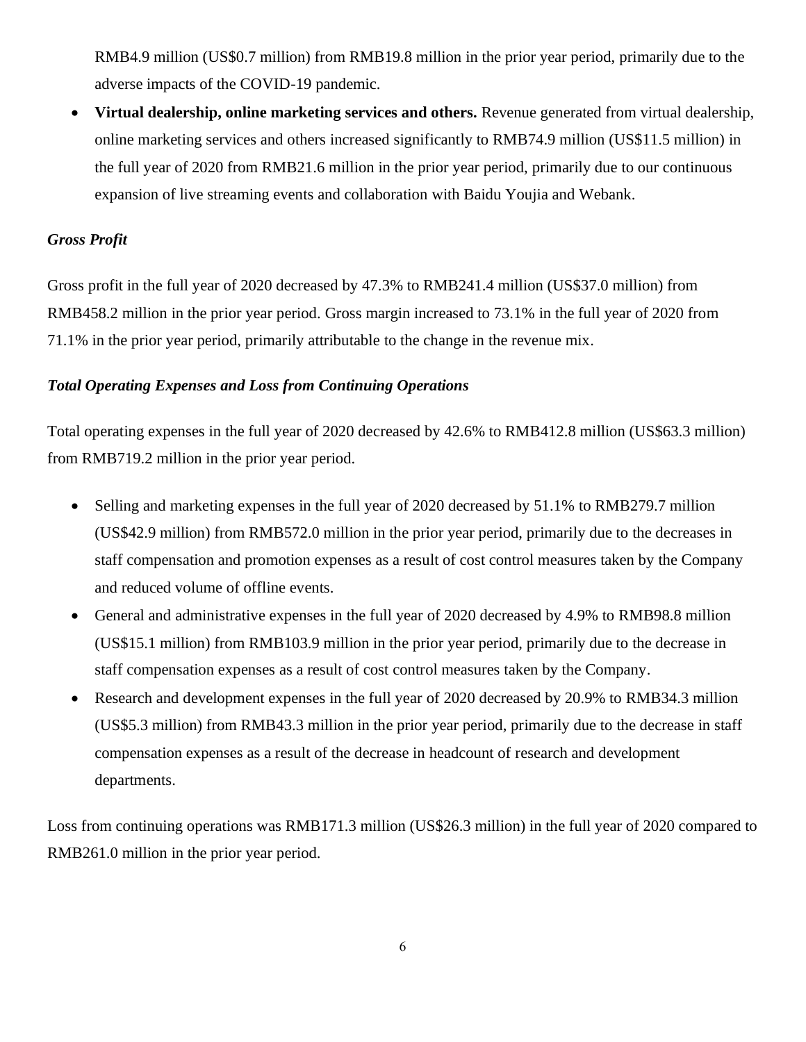RMB4.9 million (US$0.7 million) from RMB19.8 million in the prior year period, primarily due to the adverse impacts of the COVID-19 pandemic.

- **Virtual dealership, online marketing services and others.** Revenue generated from virtual dealership, online marketing services and others increased significantly to RMB74.9 million (US$11.5 million) in the full year of 2020 from RMB21.6 million in the prior year period, primarily due to our continuous expansion of live streaming events and collaboration with Baidu Youjia and Webank.

### *Gross Profit*

Gross profit in the full year of 2020 decreased by 47.3% to RMB241.4 million (US$37.0 million) from RMB458.2 million in the prior year period. Gross margin increased to 73.1% in the full year of 2020 from 71.1% in the prior year period, primarily attributable to the change in the revenue mix.

### *Total Operating Expenses and Loss from Continuing Operations*

Total operating expenses in the full year of 2020 decreased by 42.6% to RMB412.8 million (US$63.3 million) from RMB719.2 million in the prior year period.

- Selling and marketing expenses in the full year of 2020 decreased by 51.1% to RMB279.7 million (US$42.9 million) from RMB572.0 million in the prior year period, primarily due to the decreases in staff compensation and promotion expenses as a result of cost control measures taken by the Company and reduced volume of offline events.
- General and administrative expenses in the full year of 2020 decreased by 4.9% to RMB98.8 million (US$15.1 million) from RMB103.9 million in the prior year period, primarily due to the decrease in staff compensation expenses as a result of cost control measures taken by the Company.
- Research and development expenses in the full year of 2020 decreased by 20.9% to RMB34.3 million (US$5.3 million) from RMB43.3 million in the prior year period, primarily due to the decrease in staff compensation expenses as a result of the decrease in headcount of research and development departments.

Loss from continuing operations was RMB171.3 million (US$26.3 million) in the full year of 2020 compared to RMB261.0 million in the prior year period.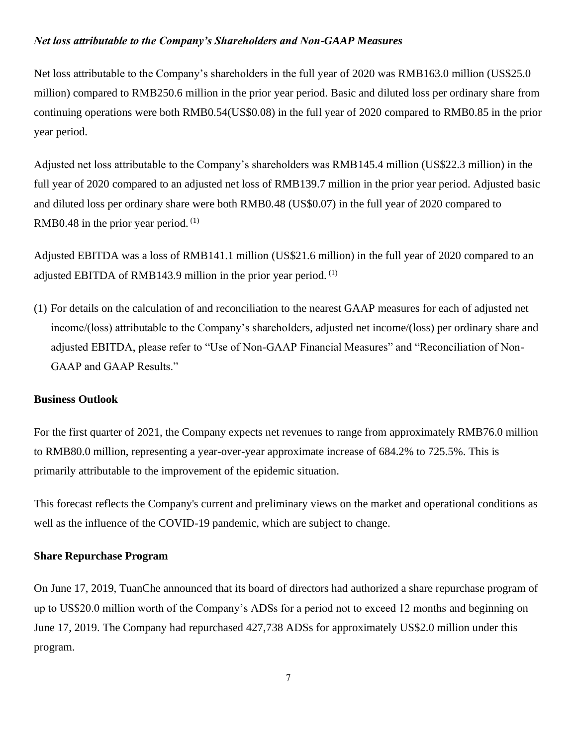***Net loss attributable to the Company's Shareholders and Non-GAAP Measures***

Net loss attributable to the Company's shareholders in the full year of 2020 was RMB163.0 million (US$25.0 million) compared to RMB250.6 million in the prior year period. Basic and diluted loss per ordinary share from continuing operations were both RMB0.54(US$0.08) in the full year of 2020 compared to RMB0.85 in the prior year period.

Adjusted net loss attributable to the Company's shareholders was RMB145.4 million (US$22.3 million) in the full year of 2020 compared to an adjusted net loss of RMB139.7 million in the prior year period. Adjusted basic and diluted loss per ordinary share were both RMB0.48 (US$0.07) in the full year of 2020 compared to RMB0.48 in the prior year period. (1)

Adjusted EBITDA was a loss of RMB141.1 million (US$21.6 million) in the full year of 2020 compared to an adjusted EBITDA of RMB143.9 million in the prior year period. (1)

(1) For details on the calculation of and reconciliation to the nearest GAAP measures for each of adjusted net income/(loss) attributable to the Company's shareholders, adjusted net income/(loss) per ordinary share and adjusted EBITDA, please refer to "Use of Non-GAAP Financial Measures" and "Reconciliation of Non-GAAP and GAAP Results."

**Business Outlook**

For the first quarter of 2021, the Company expects net revenues to range from approximately RMB76.0 million to RMB80.0 million, representing a year-over-year approximate increase of 684.2% to 725.5%. This is primarily attributable to the improvement of the epidemic situation.

This forecast reflects the Company's current and preliminary views on the market and operational conditions as well as the influence of the COVID-19 pandemic, which are subject to change.

**Share Repurchase Program**

On June 17, 2019, TuanChe announced that its board of directors had authorized a share repurchase program of up to US$20.0 million worth of the Company's ADSs for a period not to exceed 12 months and beginning on June 17, 2019. The Company had repurchased 427,738 ADSs for approximately US$2.0 million under this program.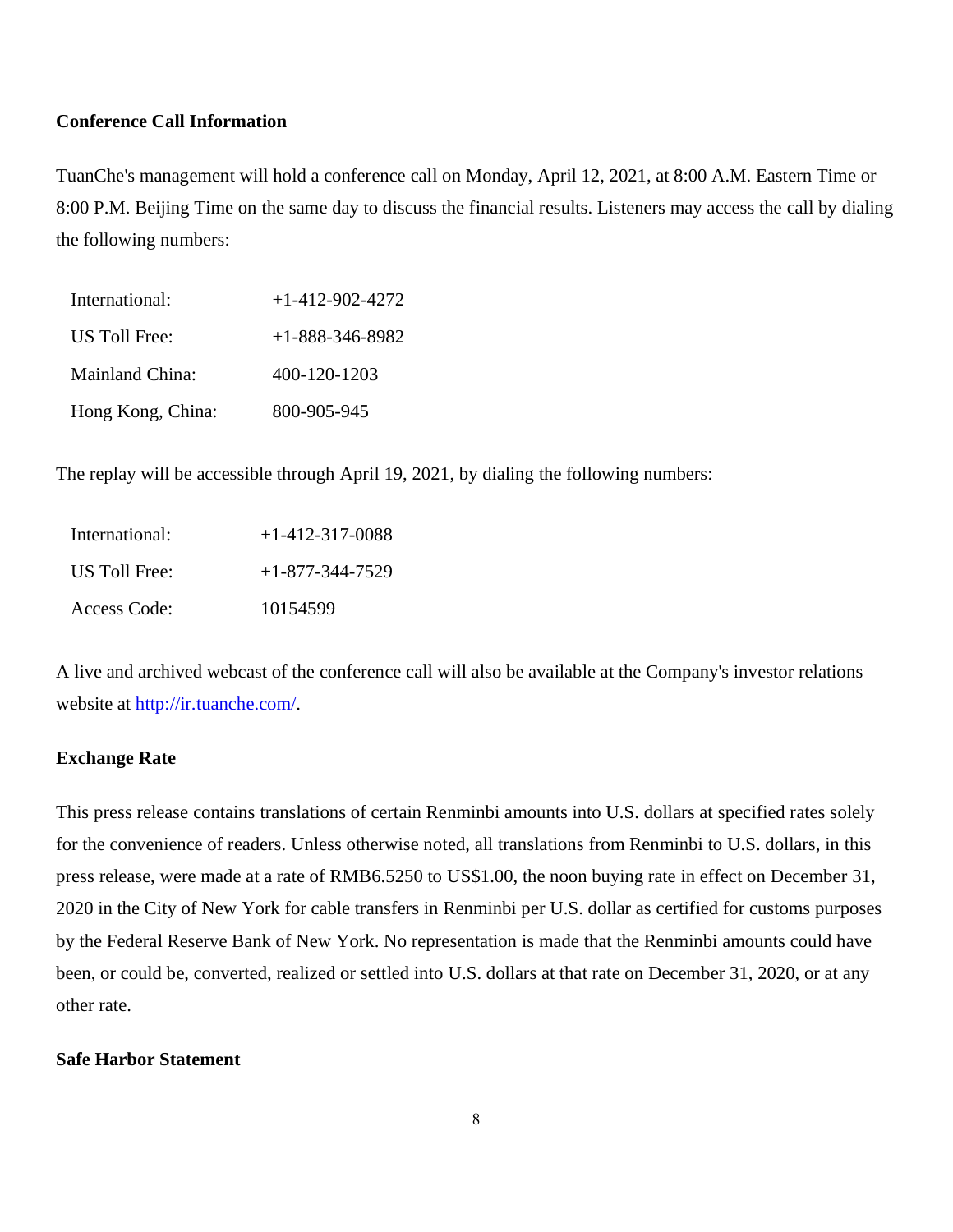**Conference Call Information**

TuanChe's management will hold a conference call on Monday, April 12, 2021, at 8:00 A.M. Eastern Time or 8:00 P.M. Beijing Time on the same day to discuss the financial results. Listeners may access the call by dialing the following numbers:

| | |
|---|---|
| International: | +1-412-902-4272 |
| US Toll Free: | +1-888-346-8982 |
| Mainland China: | 400-120-1203 |
| Hong Kong, China: | 800-905-945 |

The replay will be accessible through April 19, 2021, by dialing the following numbers:

| | |
|---|---|
| International: | +1-412-317-0088 |
| US Toll Free: | +1-877-344-7529 |
| Access Code: | 10154599 |

A live and archived webcast of the conference call will also be available at the Company's investor relations website at http://ir.tuanche.com/.

**Exchange Rate**

This press release contains translations of certain Renminbi amounts into U.S. dollars at specified rates solely for the convenience of readers. Unless otherwise noted, all translations from Renminbi to U.S. dollars, in this press release, were made at a rate of RMB6.5250 to US$1.00, the noon buying rate in effect on December 31, 2020 in the City of New York for cable transfers in Renminbi per U.S. dollar as certified for customs purposes by the Federal Reserve Bank of New York. No representation is made that the Renminbi amounts could have been, or could be, converted, realized or settled into U.S. dollars at that rate on December 31, 2020, or at any other rate.

**Safe Harbor Statement**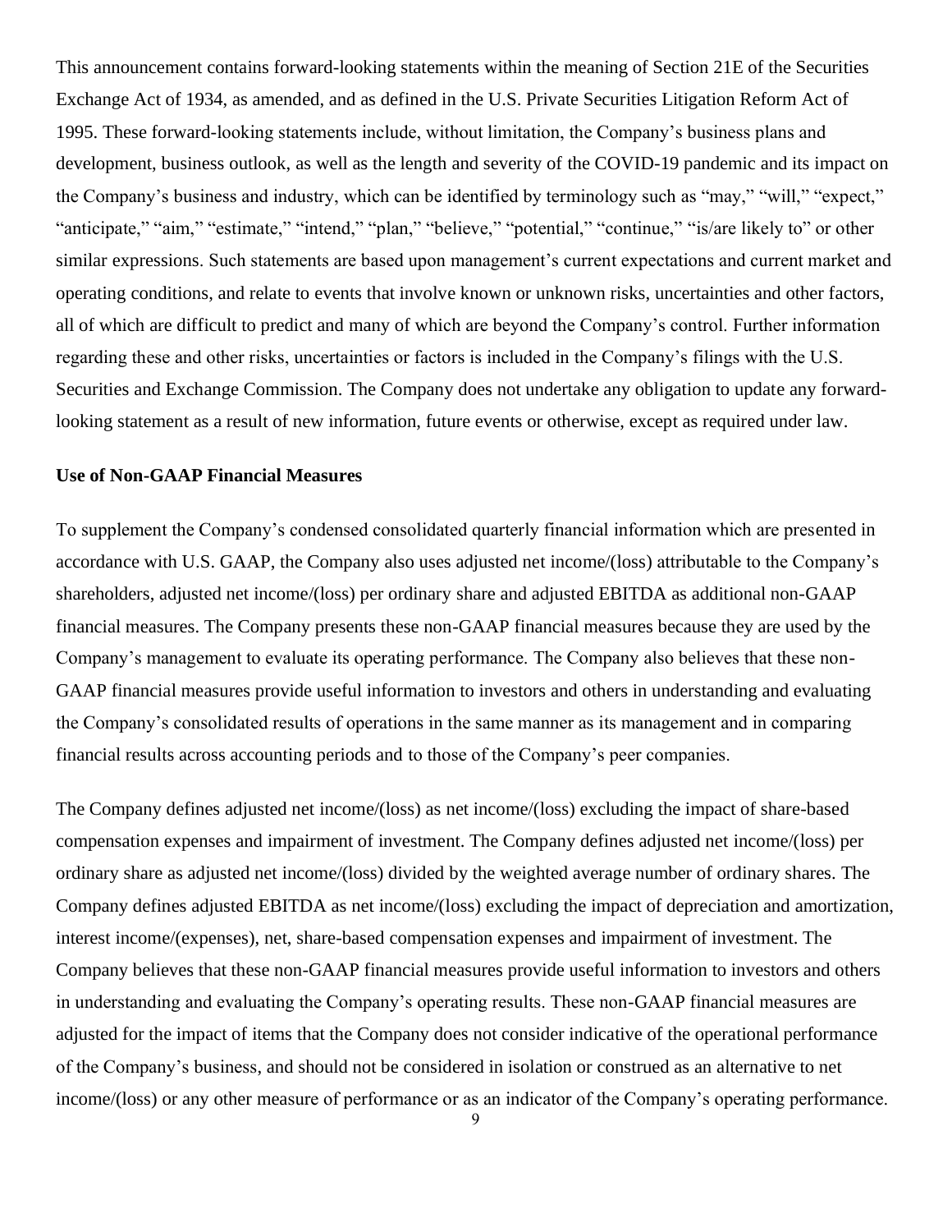This announcement contains forward-looking statements within the meaning of Section 21E of the Securities Exchange Act of 1934, as amended, and as defined in the U.S. Private Securities Litigation Reform Act of 1995. These forward-looking statements include, without limitation, the Company's business plans and development, business outlook, as well as the length and severity of the COVID-19 pandemic and its impact on the Company's business and industry, which can be identified by terminology such as "may," "will," "expect," "anticipate," "aim," "estimate," "intend," "plan," "believe," "potential," "continue," "is/are likely to" or other similar expressions. Such statements are based upon management's current expectations and current market and operating conditions, and relate to events that involve known or unknown risks, uncertainties and other factors, all of which are difficult to predict and many of which are beyond the Company's control. Further information regarding these and other risks, uncertainties or factors is included in the Company's filings with the U.S. Securities and Exchange Commission. The Company does not undertake any obligation to update any forward-looking statement as a result of new information, future events or otherwise, except as required under law.

**Use of Non-GAAP Financial Measures**

To supplement the Company's condensed consolidated quarterly financial information which are presented in accordance with U.S. GAAP, the Company also uses adjusted net income/(loss) attributable to the Company's shareholders, adjusted net income/(loss) per ordinary share and adjusted EBITDA as additional non-GAAP financial measures. The Company presents these non-GAAP financial measures because they are used by the Company's management to evaluate its operating performance. The Company also believes that these non-GAAP financial measures provide useful information to investors and others in understanding and evaluating the Company's consolidated results of operations in the same manner as its management and in comparing financial results across accounting periods and to those of the Company's peer companies.

The Company defines adjusted net income/(loss) as net income/(loss) excluding the impact of share-based compensation expenses and impairment of investment. The Company defines adjusted net income/(loss) per ordinary share as adjusted net income/(loss) divided by the weighted average number of ordinary shares. The Company defines adjusted EBITDA as net income/(loss) excluding the impact of depreciation and amortization, interest income/(expenses), net, share-based compensation expenses and impairment of investment. The Company believes that these non-GAAP financial measures provide useful information to investors and others in understanding and evaluating the Company's operating results. These non-GAAP financial measures are adjusted for the impact of items that the Company does not consider indicative of the operational performance of the Company's business, and should not be considered in isolation or construed as an alternative to net income/(loss) or any other measure of performance or as an indicator of the Company's operating performance.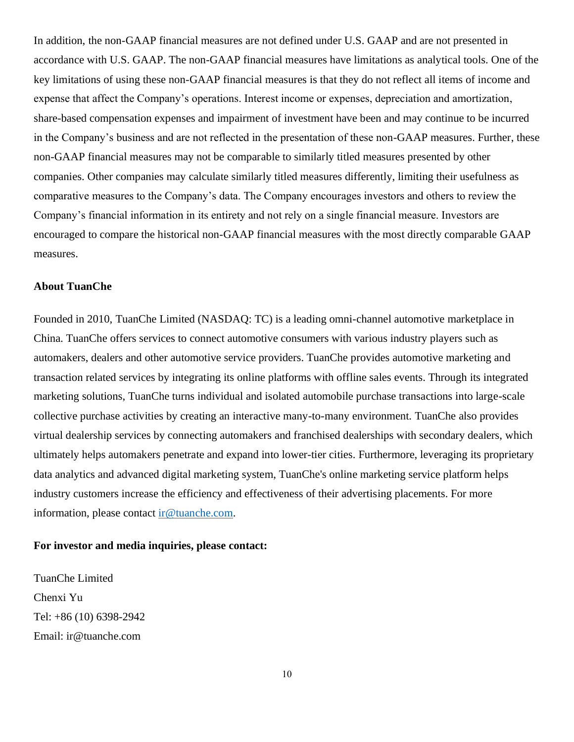In addition, the non-GAAP financial measures are not defined under U.S. GAAP and are not presented in accordance with U.S. GAAP. The non-GAAP financial measures have limitations as analytical tools. One of the key limitations of using these non-GAAP financial measures is that they do not reflect all items of income and expense that affect the Company's operations. Interest income or expenses, depreciation and amortization, share-based compensation expenses and impairment of investment have been and may continue to be incurred in the Company's business and are not reflected in the presentation of these non-GAAP measures. Further, these non-GAAP financial measures may not be comparable to similarly titled measures presented by other companies. Other companies may calculate similarly titled measures differently, limiting their usefulness as comparative measures to the Company's data. The Company encourages investors and others to review the Company's financial information in its entirety and not rely on a single financial measure. Investors are encouraged to compare the historical non-GAAP financial measures with the most directly comparable GAAP measures.

**About TuanChe**

Founded in 2010, TuanChe Limited (NASDAQ: TC) is a leading omni-channel automotive marketplace in China. TuanChe offers services to connect automotive consumers with various industry players such as automakers, dealers and other automotive service providers. TuanChe provides automotive marketing and transaction related services by integrating its online platforms with offline sales events. Through its integrated marketing solutions, TuanChe turns individual and isolated automobile purchase transactions into large-scale collective purchase activities by creating an interactive many-to-many environment. TuanChe also provides virtual dealership services by connecting automakers and franchised dealerships with secondary dealers, which ultimately helps automakers penetrate and expand into lower-tier cities. Furthermore, leveraging its proprietary data analytics and advanced digital marketing system, TuanChe's online marketing service platform helps industry customers increase the efficiency and effectiveness of their advertising placements. For more information, please contact ir@tuanche.com.

**For investor and media inquiries, please contact:**

TuanChe Limited
Chenxi Yu
Tel: +86 (10) 6398-2942
Email: ir@tuanche.com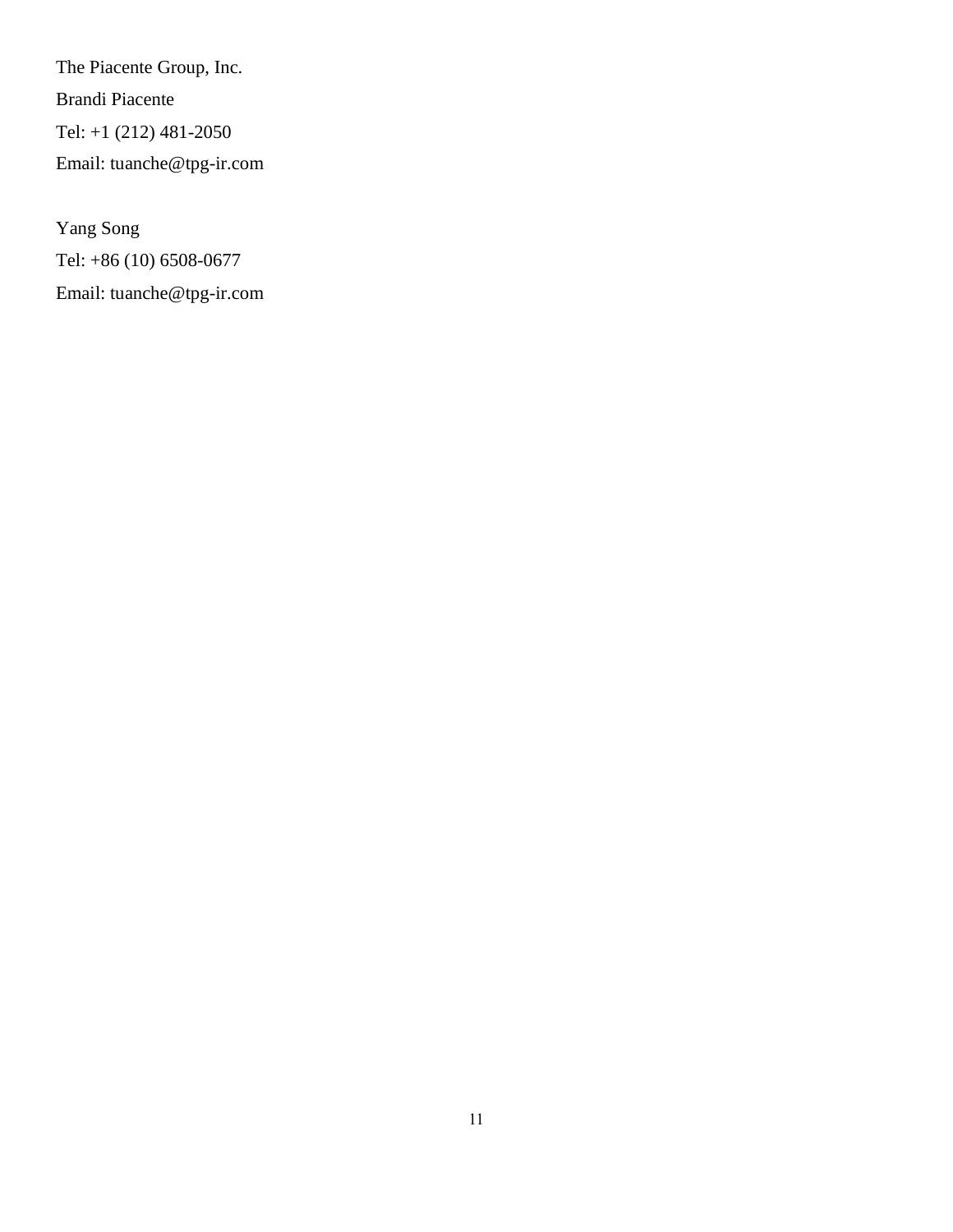The Piacente Group, Inc.

Brandi Piacente

Tel: +1 (212) 481-2050

Email: tuanche@tpg-ir.com

Yang Song

Tel: +86 (10) 6508-0677

Email: tuanche@tpg-ir.com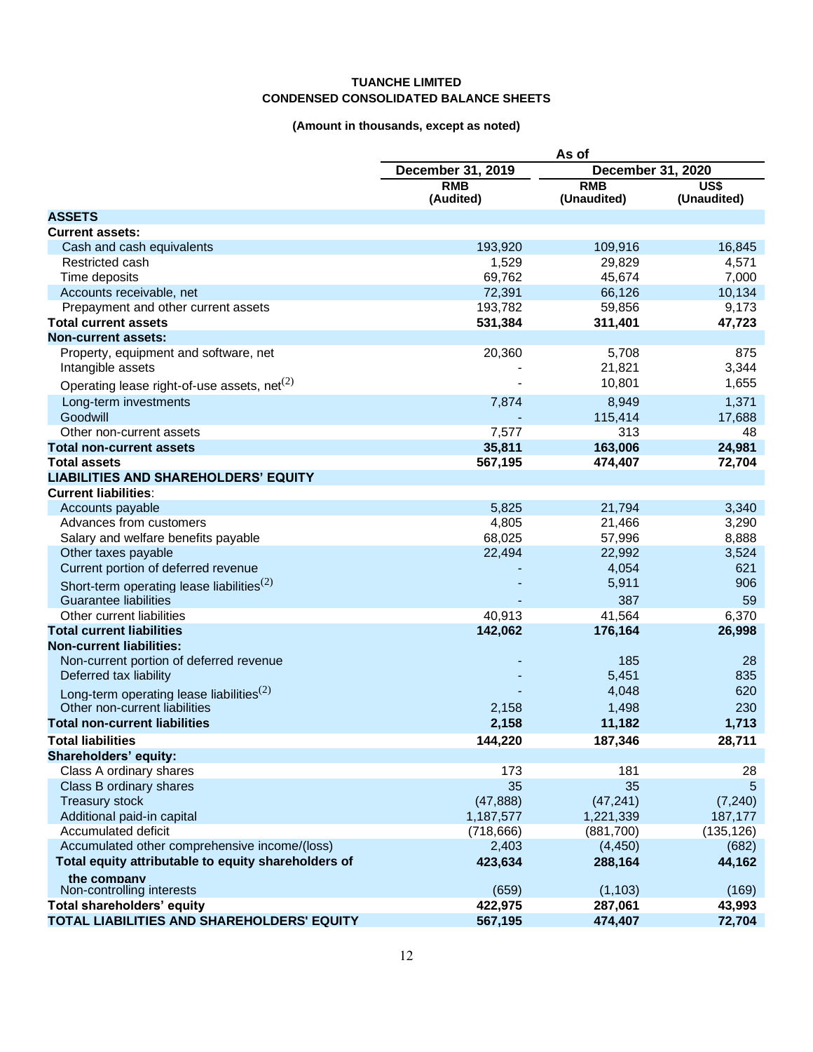**TUANCHE LIMITED**
**CONDENSED CONSOLIDATED BALANCE SHEETS**

**(Amount in thousands, except as noted)**

| | As of | | |
|---|---|---|---|
| | December 31, 2019 | December 31, 2020 | |
| | RMB (Audited) | RMB (Unaudited) | US$ (Unaudited) |
| **ASSETS** | | | |
| **Current assets:** | | | |
| Cash and cash equivalents | 193,920 | 109,916 | 16,845 |
| Restricted cash | 1,529 | 29,829 | 4,571 |
| Time deposits | 69,762 | 45,674 | 7,000 |
| Accounts receivable, net | 72,391 | 66,126 | 10,134 |
| Prepayment and other current assets | 193,782 | 59,856 | 9,173 |
| **Total current assets** | **531,384** | **311,401** | **47,723** |
| **Non-current assets:** | | | |
| Property, equipment and software, net | 20,360 | 5,708 | 875 |
| Intangible assets | - | 21,821 | 3,344 |
| Operating lease right-of-use assets, net(2) | - | 10,801 | 1,655 |
| Long-term investments | 7,874 | 8,949 | 1,371 |
| Goodwill | - | 115,414 | 17,688 |
| Other non-current assets | 7,577 | 313 | 48 |
| **Total non-current assets** | **35,811** | **163,006** | **24,981** |
| **Total assets** | **567,195** | **474,407** | **72,704** |
| **LIABILITIES AND SHAREHOLDERS' EQUITY** | | | |
| **Current liabilities**: | | | |
| Accounts payable | 5,825 | 21,794 | 3,340 |
| Advances from customers | 4,805 | 21,466 | 3,290 |
| Salary and welfare benefits payable | 68,025 | 57,996 | 8,888 |
| Other taxes payable | 22,494 | 22,992 | 3,524 |
| Current portion of deferred revenue | - | 4,054 | 621 |
| Short-term operating lease liabilities(2) | - | 5,911 | 906 |
| Guarantee liabilities | - | 387 | 59 |
| Other current liabilities | 40,913 | 41,564 | 6,370 |
| **Total current liabilities** | **142,062** | **176,164** | **26,998** |
| **Non-current liabilities:** | | | |
| Non-current portion of deferred revenue | - | 185 | 28 |
| Deferred tax liability | - | 5,451 | 835 |
| Long-term operating lease liabilities(2) | - | 4,048 | 620 |
| Other non-current liabilities | 2,158 | 1,498 | 230 |
| **Total non-current liabilities** | **2,158** | **11,182** | **1,713** |
| **Total liabilities** | **144,220** | **187,346** | **28,711** |
| **Shareholders' equity:** | | | |
| Class A ordinary shares | 173 | 181 | 28 |
| Class B ordinary shares | 35 | 35 | 5 |
| Treasury stock | (47,888) | (47,241) | (7,240) |
| Additional paid-in capital | 1,187,577 | 1,221,339 | 187,177 |
| Accumulated deficit | (718,666) | (881,700) | (135,126) |
| Accumulated other comprehensive income/(loss) | 2,403 | (4,450) | (682) |
| **Total equity attributable to equity shareholders of the company** | **423,634** | **288,164** | **44,162** |
| Non-controlling interests | (659) | (1,103) | (169) |
| **Total shareholders' equity** | **422,975** | **287,061** | **43,993** |
| **TOTAL LIABILITIES AND SHAREHOLDERS' EQUITY** | **567,195** | **474,407** | **72,704** |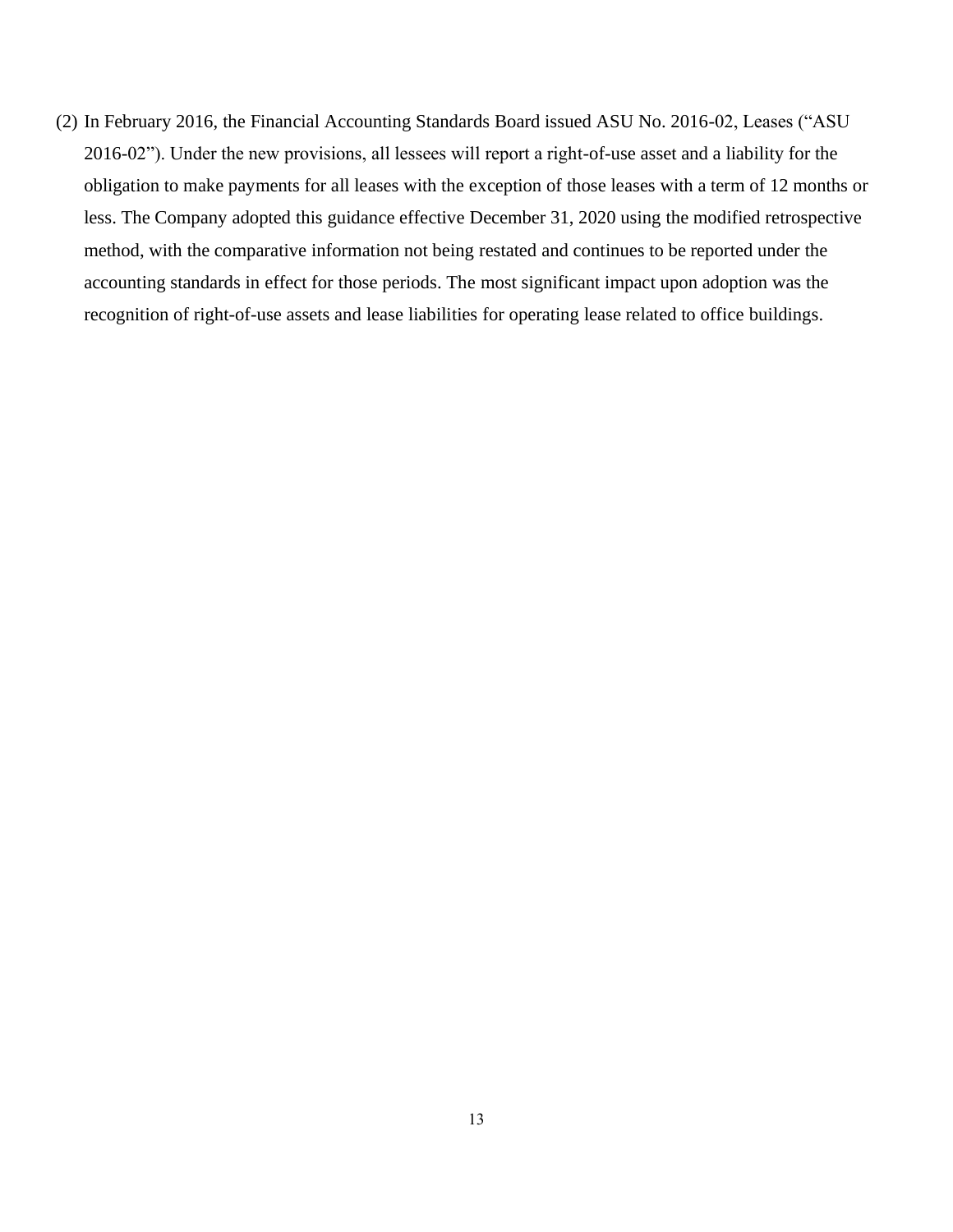(2) In February 2016, the Financial Accounting Standards Board issued ASU No. 2016-02, Leases ("ASU 2016-02"). Under the new provisions, all lessees will report a right-of-use asset and a liability for the obligation to make payments for all leases with the exception of those leases with a term of 12 months or less. The Company adopted this guidance effective December 31, 2020 using the modified retrospective method, with the comparative information not being restated and continues to be reported under the accounting standards in effect for those periods. The most significant impact upon adoption was the recognition of right-of-use assets and lease liabilities for operating lease related to office buildings.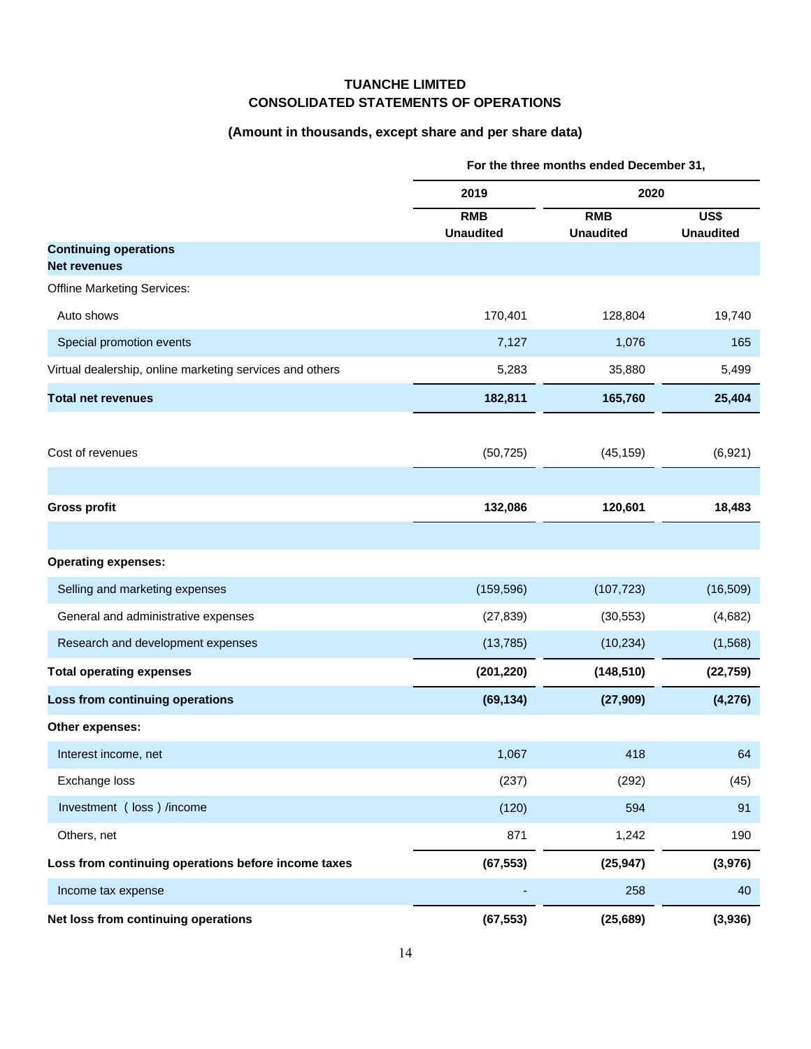**TUANCHE LIMITED**
**CONSOLIDATED STATEMENTS OF OPERATIONS**

**(Amount in thousands, except share and per share data)**

| | For the three months ended December 31, | | |
|---|---|---|---|
| | 2019 | 2020 | |
| | RMB Unaudited | RMB Unaudited | US$ Unaudited |
| **Continuing operations** | | | |
| **Net revenues** | | | |
| Offline Marketing Services: | | | |
| Auto shows | 170,401 | 128,804 | 19,740 |
| Special promotion events | 7,127 | 1,076 | 165 |
| Virtual dealership, online marketing services and others | 5,283 | 35,880 | 5,499 |
| **Total net revenues** | **182,811** | **165,760** | **25,404** |
| | | | |
| Cost of revenues | (50,725) | (45,159) | (6,921) |
| | | | |
| **Gross profit** | **132,086** | **120,601** | **18,483** |
| | | | |
| **Operating expenses:** | | | |
| Selling and marketing expenses | (159,596) | (107,723) | (16,509) |
| General and administrative expenses | (27,839) | (30,553) | (4,682) |
| Research and development expenses | (13,785) | (10,234) | (1,568) |
| **Total operating expenses** | **(201,220)** | **(148,510)** | **(22,759)** |
| **Loss from continuing operations** | **(69,134)** | **(27,909)** | **(4,276)** |
| **Other expenses:** | | | |
| Interest income, net | 1,067 | 418 | 64 |
| Exchange loss | (237) | (292) | (45) |
| Investment (loss) /income | (120) | 594 | 91 |
| Others, net | 871 | 1,242 | 190 |
| **Loss from continuing operations before income taxes** | **(67,553)** | **(25,947)** | **(3,976)** |
| Income tax expense | - | 258 | 40 |
| **Net loss from continuing operations** | **(67,553)** | **(25,689)** | **(3,936)** |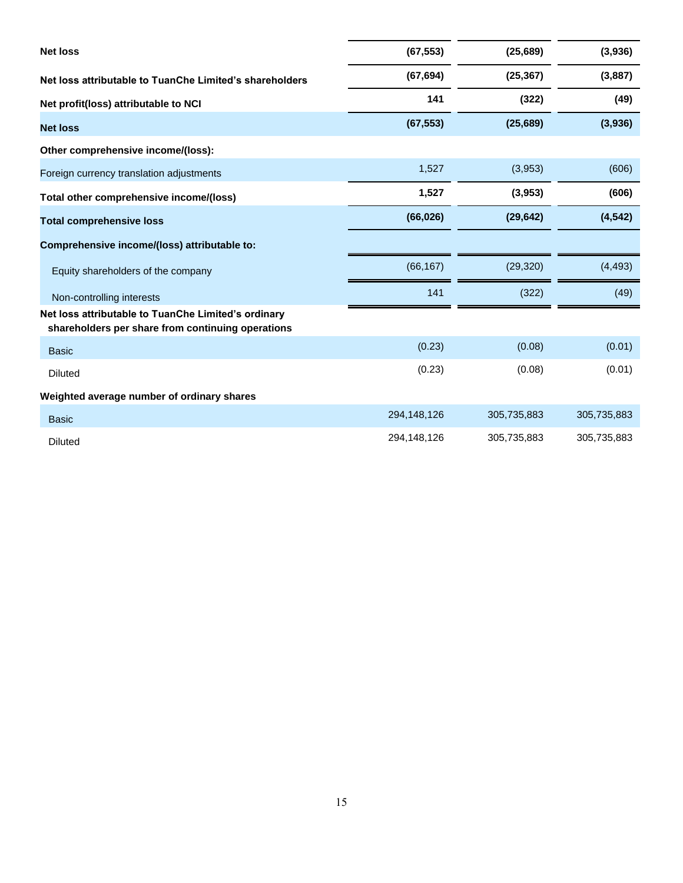| | | | |
|---|---|---|---|
| **Net loss** | **(67,553)** | **(25,689)** | **(3,936)** |
| **Net loss attributable to TuanChe Limited's shareholders** | **(67,694)** | **(25,367)** | **(3,887)** |
| **Net profit(loss) attributable to NCI** | **141** | **(322)** | **(49)** |
| **Net loss** | **(67,553)** | **(25,689)** | **(3,936)** |
| **Other comprehensive income/(loss):** | | | |
| Foreign currency translation adjustments | 1,527 | (3,953) | (606) |
| **Total other comprehensive income/(loss)** | **1,527** | **(3,953)** | **(606)** |
| **Total comprehensive loss** | **(66,026)** | **(29,642)** | **(4,542)** |
| **Comprehensive income/(loss) attributable to:** | | | |
| Equity shareholders of the company | (66,167) | (29,320) | (4,493) |
| Non-controlling interests | 141 | (322) | (49) |
| **Net loss attributable to TuanChe Limited's ordinary shareholders per share from continuing operations** | | | |
| Basic | (0.23) | (0.08) | (0.01) |
| Diluted | (0.23) | (0.08) | (0.01) |
| **Weighted average number of ordinary shares** | | | |
| Basic | 294,148,126 | 305,735,883 | 305,735,883 |
| Diluted | 294,148,126 | 305,735,883 | 305,735,883 |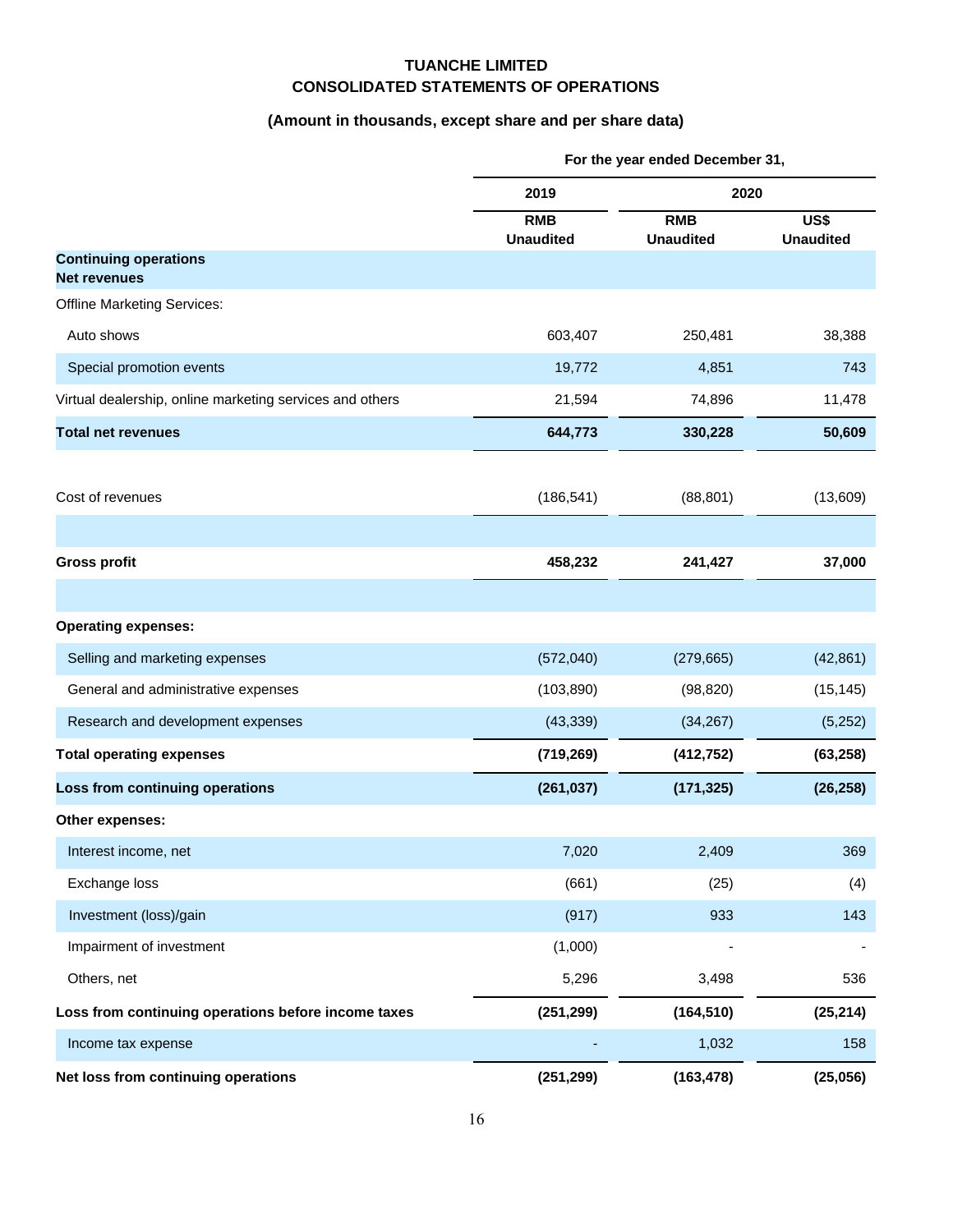# TUANCHE LIMITED
## CONSOLIDATED STATEMENTS OF OPERATIONS

### (Amount in thousands, except share and per share data)

| | For the year ended December 31, | | |
|---|---|---|---|
| | 2019 | 2020 | |
| | RMB Unaudited | RMB Unaudited | US$ Unaudited |
| **Continuing operations** | | | |
| **Net revenues** | | | |
| Offline Marketing Services: | | | |
| Auto shows | 603,407 | 250,481 | 38,388 |
| Special promotion events | 19,772 | 4,851 | 743 |
| Virtual dealership, online marketing services and others | 21,594 | 74,896 | 11,478 |
| **Total net revenues** | **644,773** | **330,228** | **50,609** |
| Cost of revenues | (186,541) | (88,801) | (13,609) |
| **Gross profit** | **458,232** | **241,427** | **37,000** |
| **Operating expenses:** | | | |
| Selling and marketing expenses | (572,040) | (279,665) | (42,861) |
| General and administrative expenses | (103,890) | (98,820) | (15,145) |
| Research and development expenses | (43,339) | (34,267) | (5,252) |
| **Total operating expenses** | **(719,269)** | **(412,752)** | **(63,258)** |
| **Loss from continuing operations** | **(261,037)** | **(171,325)** | **(26,258)** |
| **Other expenses:** | | | |
| Interest income, net | 7,020 | 2,409 | 369 |
| Exchange loss | (661) | (25) | (4) |
| Investment (loss)/gain | (917) | 933 | 143 |
| Impairment of investment | (1,000) | - | - |
| Others, net | 5,296 | 3,498 | 536 |
| **Loss from continuing operations before income taxes** | **(251,299)** | **(164,510)** | **(25,214)** |
| Income tax expense | - | 1,032 | 158 |
| **Net loss from continuing operations** | **(251,299)** | **(163,478)** | **(25,056)** |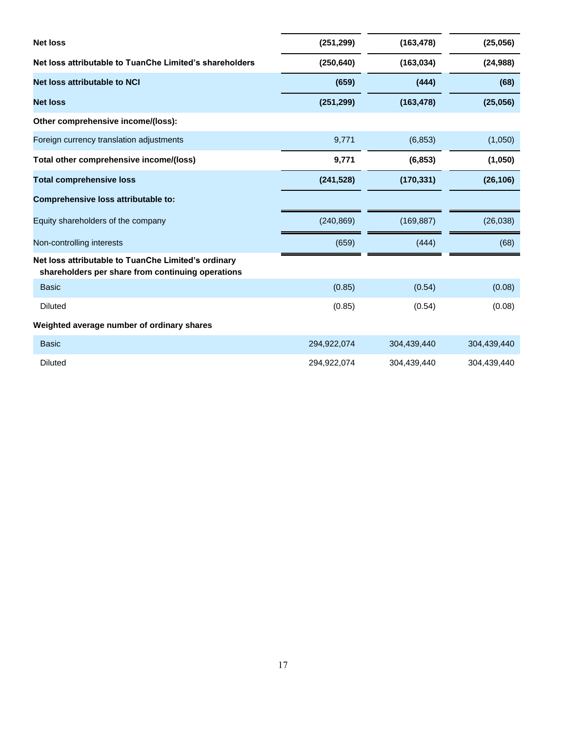| | | | |
|---|---|---|---|
| **Net loss** | **(251,299)** | **(163,478)** | **(25,056)** |
| **Net loss attributable to TuanChe Limited's shareholders** | **(250,640)** | **(163,034)** | **(24,988)** |
| **Net loss attributable to NCI** | **(659)** | **(444)** | **(68)** |
| **Net loss** | **(251,299)** | **(163,478)** | **(25,056)** |
| **Other comprehensive income/(loss):** | | | |
| Foreign currency translation adjustments | 9,771 | (6,853) | (1,050) |
| **Total other comprehensive income/(loss)** | **9,771** | **(6,853)** | **(1,050)** |
| **Total comprehensive loss** | **(241,528)** | **(170,331)** | **(26,106)** |
| **Comprehensive loss attributable to:** | | | |
| Equity shareholders of the company | (240,869) | (169,887) | (26,038) |
| Non-controlling interests | (659) | (444) | (68) |
| **Net loss attributable to TuanChe Limited's ordinary shareholders per share from continuing operations** | | | |
| Basic | (0.85) | (0.54) | (0.08) |
| Diluted | (0.85) | (0.54) | (0.08) |
| **Weighted average number of ordinary shares** | | | |
| Basic | 294,922,074 | 304,439,440 | 304,439,440 |
| Diluted | 294,922,074 | 304,439,440 | 304,439,440 |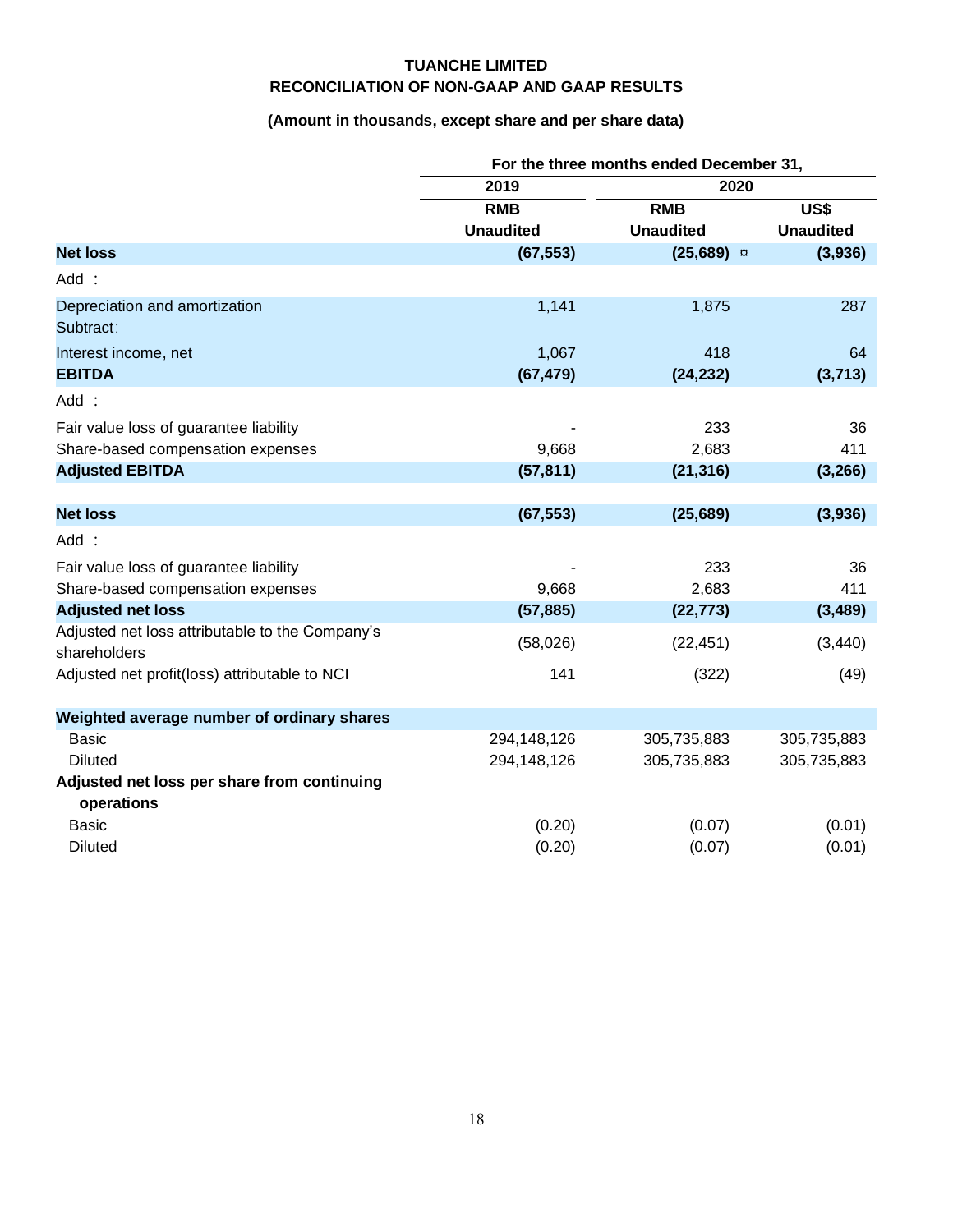**TUANCHE LIMITED**
**RECONCILIATION OF NON-GAAP AND GAAP RESULTS**

**(Amount in thousands, except share and per share data)**

| | For the three months ended December 31, | | |
|---|---|---|---|
| | 2019 | 2020 | |
| | RMB | RMB | US$ |
| | Unaudited | Unaudited | Unaudited |
| **Net loss** | **(67,553)** | **(25,689)** ¤ | **(3,936)** |
| Add : | | | |
| Depreciation and amortization | 1,141 | 1,875 | 287 |
| Subtract: | | | |
| Interest income, net | 1,067 | 418 | 64 |
| **EBITDA** | **(67,479)** | **(24,232)** | **(3,713)** |
| Add : | | | |
| Fair value loss of guarantee liability | - | 233 | 36 |
| Share-based compensation expenses | 9,668 | 2,683 | 411 |
| **Adjusted EBITDA** | **(57,811)** | **(21,316)** | **(3,266)** |
| | | | |
| **Net loss** | **(67,553)** | **(25,689)** | **(3,936)** |
| Add : | | | |
| Fair value loss of guarantee liability | - | 233 | 36 |
| Share-based compensation expenses | 9,668 | 2,683 | 411 |
| **Adjusted net loss** | **(57,885)** | **(22,773)** | **(3,489)** |
| Adjusted net loss attributable to the Company's shareholders | (58,026) | (22,451) | (3,440) |
| Adjusted net profit(loss) attributable to NCI | 141 | (322) | (49) |
| | | | |
| **Weighted average number of ordinary shares** | | | |
| Basic | 294,148,126 | 305,735,883 | 305,735,883 |
| Diluted | 294,148,126 | 305,735,883 | 305,735,883 |
| **Adjusted net loss per share from continuing operations** | | | |
| Basic | (0.20) | (0.07) | (0.01) |
| Diluted | (0.20) | (0.07) | (0.01) |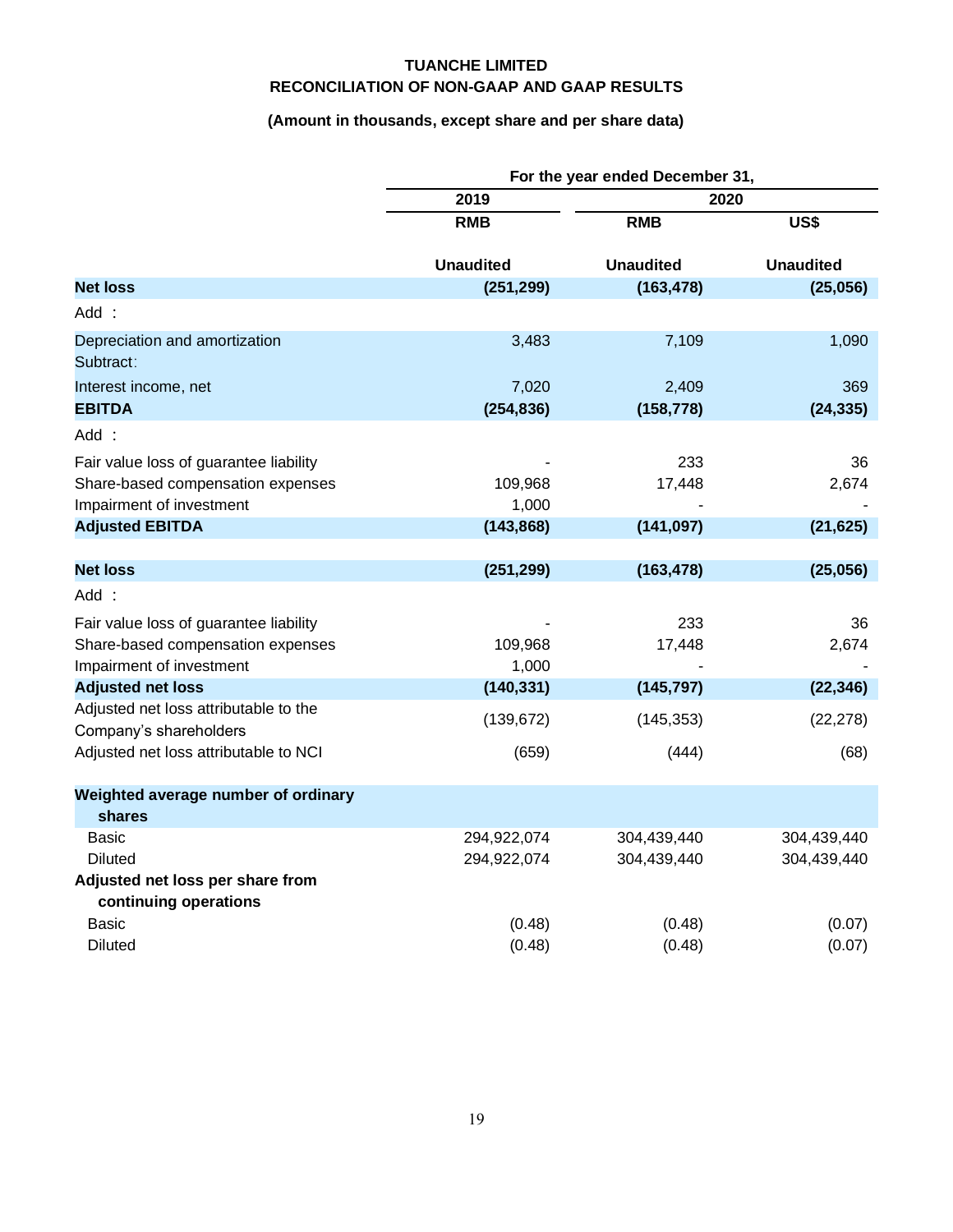**TUANCHE LIMITED**
**RECONCILIATION OF NON-GAAP AND GAAP RESULTS**

**(Amount in thousands, except share and per share data)**

| | For the year ended December 31, | | |
|---|---|---|---|
| | 2019 | 2020 | |
| | RMB | RMB | US$ |
| | Unaudited | Unaudited | Unaudited |
| **Net loss** | **(251,299)** | **(163,478)** | **(25,056)** |
| Add : | | | |
| Depreciation and amortization | 3,483 | 7,109 | 1,090 |
| Subtract: | | | |
| Interest income, net | 7,020 | 2,409 | 369 |
| **EBITDA** | **(254,836)** | **(158,778)** | **(24,335)** |
| Add : | | | |
| Fair value loss of guarantee liability | - | 233 | 36 |
| Share-based compensation expenses | 109,968 | 17,448 | 2,674 |
| Impairment of investment | 1,000 | - | - |
| **Adjusted EBITDA** | **(143,868)** | **(141,097)** | **(21,625)** |
| | | | |
| **Net loss** | **(251,299)** | **(163,478)** | **(25,056)** |
| Add : | | | |
| Fair value loss of guarantee liability | - | 233 | 36 |
| Share-based compensation expenses | 109,968 | 17,448 | 2,674 |
| Impairment of investment | 1,000 | - | - |
| **Adjusted net loss** | **(140,331)** | **(145,797)** | **(22,346)** |
| Adjusted net loss attributable to the Company's shareholders | (139,672) | (145,353) | (22,278) |
| Adjusted net loss attributable to NCI | (659) | (444) | (68) |
| | | | |
| **Weighted average number of ordinary shares** | | | |
| Basic | 294,922,074 | 304,439,440 | 304,439,440 |
| Diluted | 294,922,074 | 304,439,440 | 304,439,440 |
| **Adjusted net loss per share from continuing operations** | | | |
| Basic | (0.48) | (0.48) | (0.07) |
| Diluted | (0.48) | (0.48) | (0.07) |